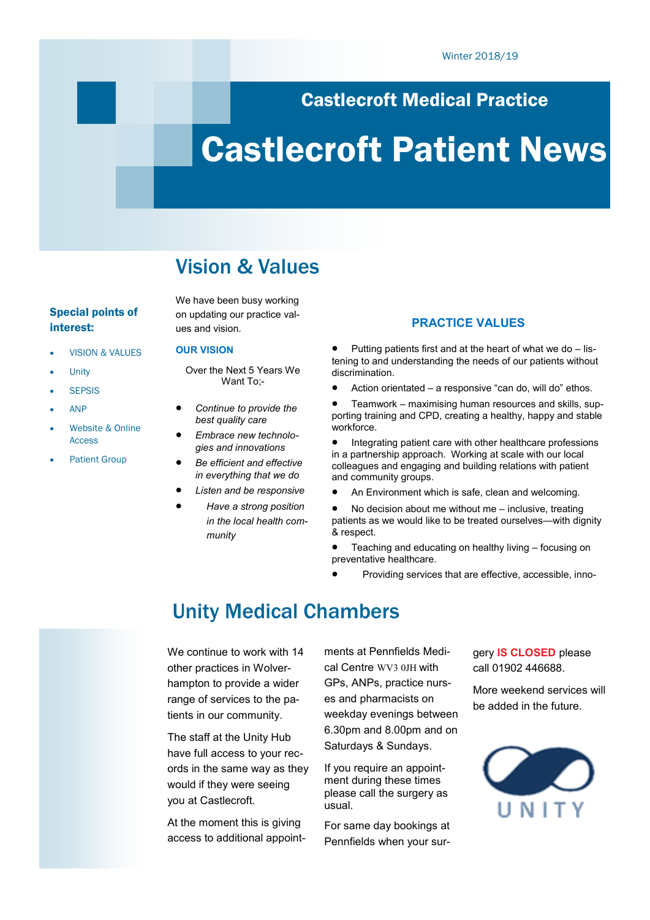Winter 2018/19

# Castlecroft Medical Practice

# Castlecroft Patient News

**Special points of interest:**

- VISION & VALUES
- Unity
- SEPSIS
- ANP
- Website & Online Access
- Patient Group

## Vision & Values

We have been busy working on updating our practice values and vision.

**OUR VISION**

Over the Next 5 Years We Want To;-

- *Continue to provide the best quality care*
- *Embrace new technologies and innovations*
- *Be efficient and effective in everything that we do*
- *Listen and be responsive*
- *Have a strong position in the local health community*

**PRACTICE VALUES**

- Putting patients first and at the heart of what we do – listening to and understanding the needs of our patients without discrimination.
- Action orientated – a responsive "can do, will do" ethos.
- Teamwork – maximising human resources and skills, supporting training and CPD, creating a healthy, happy and stable workforce.
- Integrating patient care with other healthcare professions in a partnership approach. Working at scale with our local colleagues and engaging and building relations with patient and community groups.
- An Environment which is safe, clean and welcoming.
- No decision about me without me – inclusive, treating patients as we would like to be treated ourselves—with dignity & respect.
- Teaching and educating on healthy living – focusing on preventative healthcare.
- Providing services that are effective, accessible, inno-

## Unity Medical Chambers

We continue to work with 14 other practices in Wolverhampton to provide a wider range of services to the patients in our community.

The staff at the Unity Hub have full access to your records in the same way as they would if they were seeing you at Castlecroft.

At the moment this is giving access to additional appointments at Pennfields Medical Centre WV3 0JH with GPs, ANPs, practice nurses and pharmacists on weekday evenings between 6.30pm and 8.00pm and on Saturdays & Sundays.

If you require an appointment during these times please call the surgery as usual.

For same day bookings at Pennfields when your surgery **IS CLOSED** please call 01902 446688.

More weekend services will be added in the future.

UNITY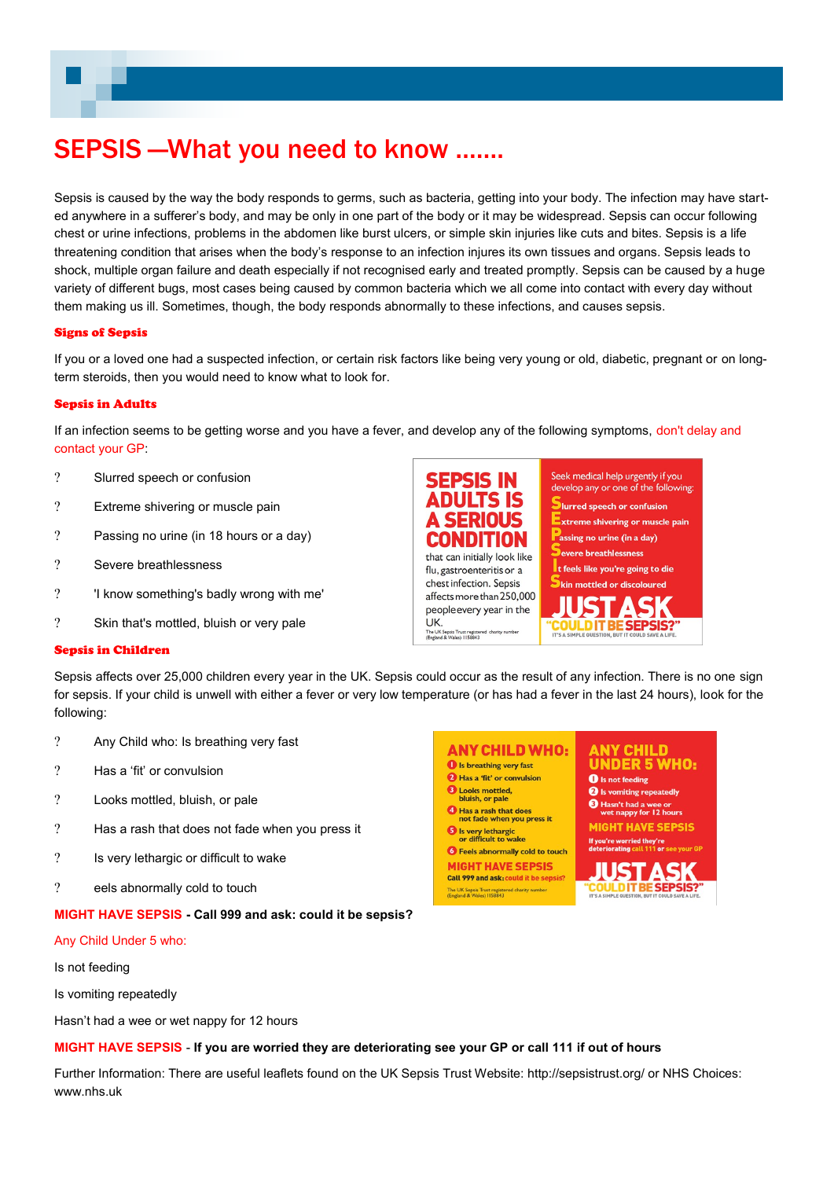# SEPSIS —What you need to know .......

Sepsis is caused by the way the body responds to germs, such as bacteria, getting into your body. The infection may have started anywhere in a sufferer's body, and may be only in one part of the body or it may be widespread. Sepsis can occur following chest or urine infections, problems in the abdomen like burst ulcers, or simple skin injuries like cuts and bites. Sepsis is a life threatening condition that arises when the body's response to an infection injures its own tissues and organs. Sepsis leads to shock, multiple organ failure and death especially if not recognised early and treated promptly. Sepsis can be caused by a huge variety of different bugs, most cases being caused by common bacteria which we all come into contact with every day without them making us ill. Sometimes, though, the body responds abnormally to these infections, and causes sepsis.

### Signs of Sepsis

If you or a loved one had a suspected infection, or certain risk factors like being very young or old, diabetic, pregnant or on long-term steroids, then you would need to know what to look for.

### Sepsis in Adults

If an infection seems to be getting worse and you have a fever, and develop any of the following symptoms, don't delay and contact your GP:

- Slurred speech or confusion
- Extreme shivering or muscle pain
- Passing no urine (in 18 hours or a day)
- Severe breathlessness
- 'I know something's badly wrong with me'
- Skin that's mottled, bluish or very pale

SEPSIS IN ADULTS IS A SERIOUS CONDITION

that can initially look like flu, gastroenteritis or a chest infection. Sepsis affects more than 250,000 people every year in the UK.

The UK Sepsis Trust registered charity number (England & Wales) 1158843

Seek medical help urgently if you develop any or one of the following:

**S**lurred speech or confusion
**E**xtreme shivering or muscle pain
**P**assing no urine (in a day)
**S**evere breathlessness
**I**t feels like you're going to die
**S**kin mottled or discoloured

JUST ASK "COULD IT BE SEPSIS?"
IT'S A SIMPLE QUESTION, BUT IT COULD SAVE A LIFE.

### Sepsis in Children

Sepsis affects over 25,000 children every year in the UK. Sepsis could occur as the result of any infection. There is no one sign for sepsis. If your child is unwell with either a fever or very low temperature (or has had a fever in the last 24 hours), look for the following:

- Any Child who: Is breathing very fast
- Has a 'fit' or convulsion
- Looks mottled, bluish, or pale
- Has a rash that does not fade when you press it
- Is very lethargic or difficult to wake
- eels abnormally cold to touch

**MIGHT HAVE SEPSIS - Call 999 and ask: could it be sepsis?**

Any Child Under 5 who:

Is not feeding

Is vomiting repeatedly

Hasn't had a wee or wet nappy for 12 hours

**MIGHT HAVE SEPSIS - If you are worried they are deteriorating see your GP or call 111 if out of hours**

ANY CHILD WHO:
1. Is breathing very fast
2. Has a 'fit' or convulsion
3. Looks mottled, bluish, or pale
4. Has a rash that does not fade when you press it
5. Is very lethargic or difficult to wake
6. Feels abnormally cold to touch

MIGHT HAVE SEPSIS
Call 999 and ask: could it be sepsis?

The UK Sepsis Trust registered charity number (England & Wales) 1158843

ANY CHILD UNDER 5 WHO:
1. Is not feeding
2. Is vomiting repeatedly
3. Hasn't had a wee or wet nappy for 12 hours

MIGHT HAVE SEPSIS
If you're worried they're deteriorating call 111 or see your GP

JUST ASK "COULD IT BE SEPSIS?"
IT'S A SIMPLE QUESTION, BUT IT COULD SAVE A LIFE.

Further Information: There are useful leaflets found on the UK Sepsis Trust Website: http://sepsistrust.org/ or NHS Choices: www.nhs.uk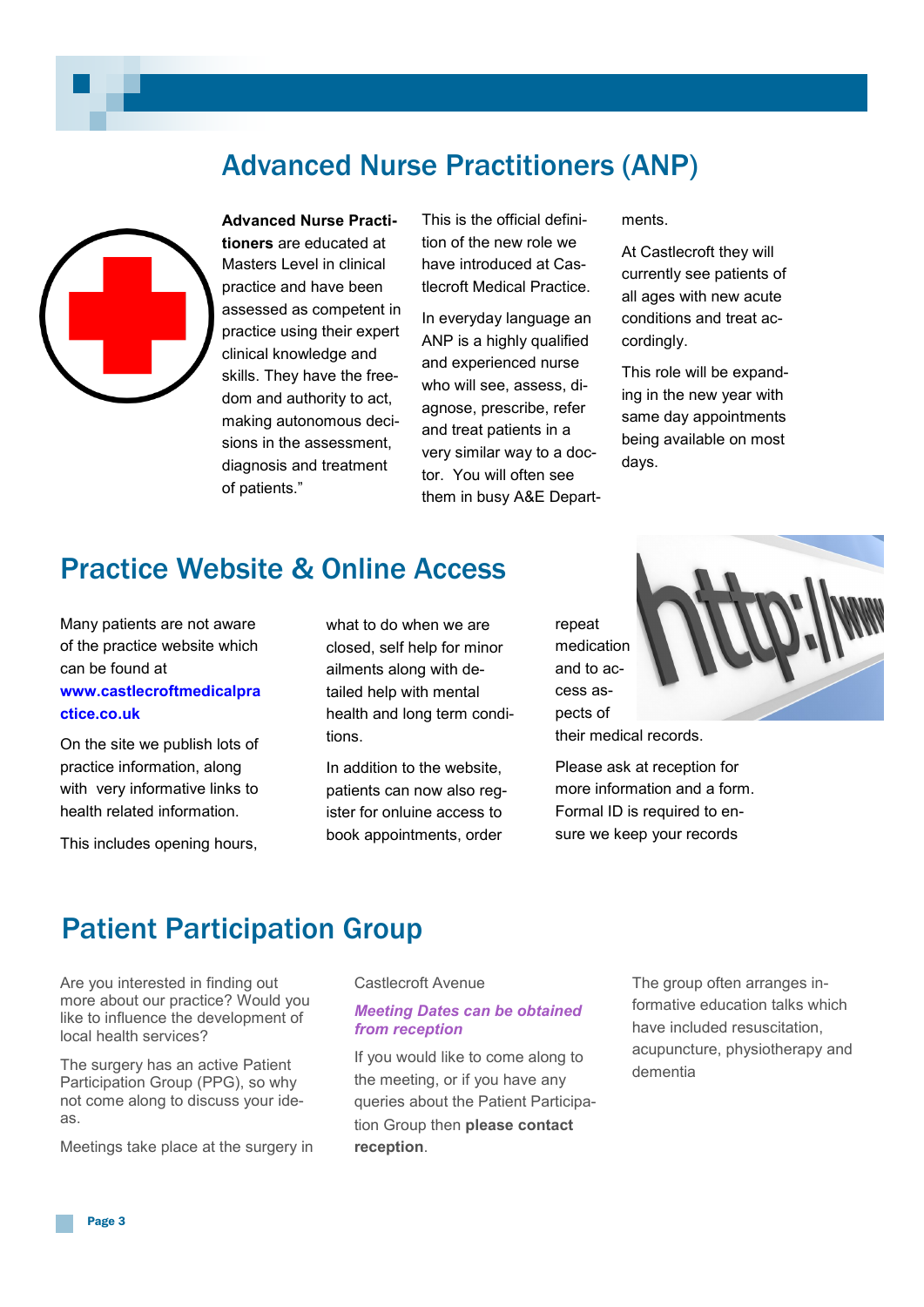## Advanced Nurse Practitioners (ANP)

**Advanced Nurse Practitioners** are educated at Masters Level in clinical practice and have been assessed as competent in practice using their expert clinical knowledge and skills. They have the freedom and authority to act, making autonomous decisions in the assessment, diagnosis and treatment of patients."

This is the official definition of the new role we have introduced at Castlecroft Medical Practice.

In everyday language an ANP is a highly qualified and experienced nurse who will see, assess, diagnose, prescribe, refer and treat patients in a very similar way to a doctor. You will often see them in busy A&E Departments.

At Castlecroft they will currently see patients of all ages with new acute conditions and treat accordingly.

This role will be expanding in the new year with same day appointments being available on most days.

## Practice Website & Online Access

Many patients are not aware of the practice website which can be found at **www.castlecroftmedicalpractice.co.uk**

On the site we publish lots of practice information, along with very informative links to health related information.

This includes opening hours, what to do when we are closed, self help for minor ailments along with detailed help with mental health and long term conditions.

In addition to the website, patients can now also register for onluine access to book appointments, order repeat medication and to access aspects of their medical records.

Please ask at reception for more information and a form. Formal ID is required to ensure we keep your records

## Patient Participation Group

Are you interested in finding out more about our practice? Would you like to influence the development of local health services?

The surgery has an active Patient Participation Group (PPG), so why not come along to discuss your ideas.

Meetings take place at the surgery in Castlecroft Avenue

***Meeting Dates can be obtained from reception***

If you would like to come along to the meeting, or if you have any queries about the Patient Participation Group then **please contact reception**.

The group often arranges informative education talks which have included resuscitation, acupuncture, physiotherapy and dementia